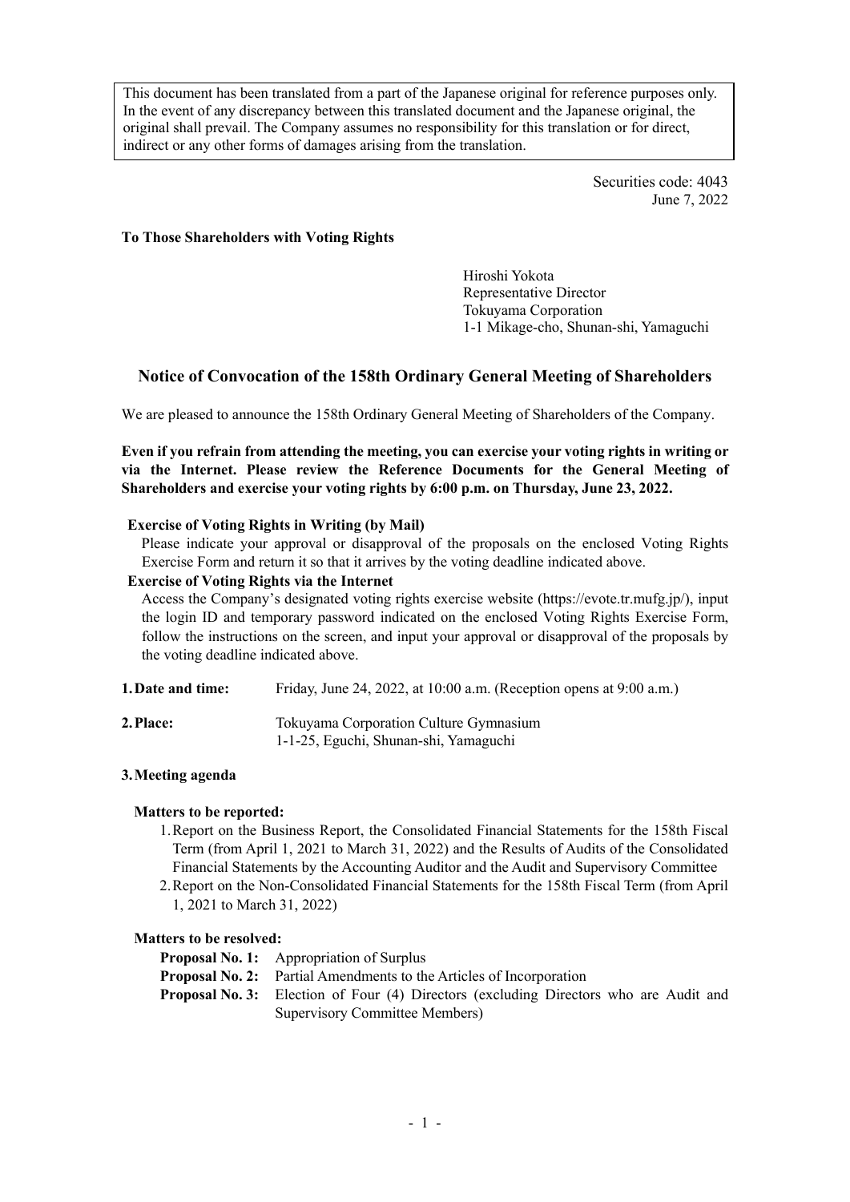This document has been translated from a part of the Japanese original for reference purposes only. In the event of any discrepancy between this translated document and the Japanese original, the original shall prevail. The Company assumes no responsibility for this translation or for direct, indirect or any other forms of damages arising from the translation.

Securities code: 4043
June 7, 2022

**To Those Shareholders with Voting Rights**

Hiroshi Yokota
Representative Director
Tokuyama Corporation
1-1 Mikage-cho, Shunan-shi, Yamaguchi

# Notice of Convocation of the 158th Ordinary General Meeting of Shareholders

We are pleased to announce the 158th Ordinary General Meeting of Shareholders of the Company.

**Even if you refrain from attending the meeting, you can exercise your voting rights in writing or via the Internet. Please review the Reference Documents for the General Meeting of Shareholders and exercise your voting rights by 6:00 p.m. on Thursday, June 23, 2022.**

**Exercise of Voting Rights in Writing (by Mail)**

Please indicate your approval or disapproval of the proposals on the enclosed Voting Rights Exercise Form and return it so that it arrives by the voting deadline indicated above.

**Exercise of Voting Rights via the Internet**

Access the Company's designated voting rights exercise website (https://evote.tr.mufg.jp/), input the login ID and temporary password indicated on the enclosed Voting Rights Exercise Form, follow the instructions on the screen, and input your approval or disapproval of the proposals by the voting deadline indicated above.

**1. Date and time:** Friday, June 24, 2022, at 10:00 a.m. (Reception opens at 9:00 a.m.)

**2. Place:** Tokuyama Corporation Culture Gymnasium
1-1-25, Eguchi, Shunan-shi, Yamaguchi

**3. Meeting agenda**

**Matters to be reported:**

1. Report on the Business Report, the Consolidated Financial Statements for the 158th Fiscal Term (from April 1, 2021 to March 31, 2022) and the Results of Audits of the Consolidated Financial Statements by the Accounting Auditor and the Audit and Supervisory Committee
2. Report on the Non-Consolidated Financial Statements for the 158th Fiscal Term (from April 1, 2021 to March 31, 2022)

**Matters to be resolved:**

**Proposal No. 1:** Appropriation of Surplus
**Proposal No. 2:** Partial Amendments to the Articles of Incorporation
**Proposal No. 3:** Election of Four (4) Directors (excluding Directors who are Audit and Supervisory Committee Members)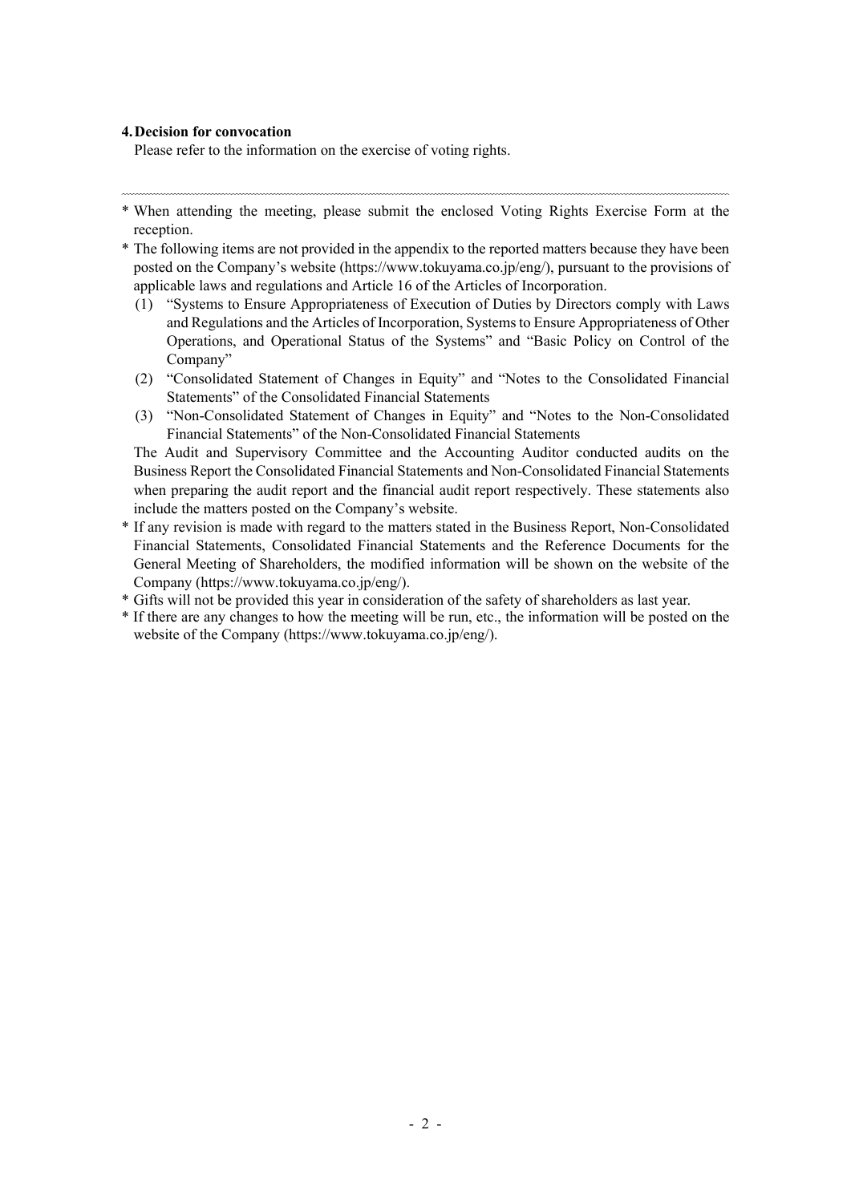**4. Decision for convocation**

Please refer to the information on the exercise of voting rights.

---

- * When attending the meeting, please submit the enclosed Voting Rights Exercise Form at the reception.
- * The following items are not provided in the appendix to the reported matters because they have been posted on the Company's website (https://www.tokuyama.co.jp/eng/), pursuant to the provisions of applicable laws and regulations and Article 16 of the Articles of Incorporation.
  - (1) "Systems to Ensure Appropriateness of Execution of Duties by Directors comply with Laws and Regulations and the Articles of Incorporation, Systems to Ensure Appropriateness of Other Operations, and Operational Status of the Systems" and "Basic Policy on Control of the Company"
  - (2) "Consolidated Statement of Changes in Equity" and "Notes to the Consolidated Financial Statements" of the Consolidated Financial Statements
  - (3) "Non-Consolidated Statement of Changes in Equity" and "Notes to the Non-Consolidated Financial Statements" of the Non-Consolidated Financial Statements

  The Audit and Supervisory Committee and the Accounting Auditor conducted audits on the Business Report the Consolidated Financial Statements and Non-Consolidated Financial Statements when preparing the audit report and the financial audit report respectively. These statements also include the matters posted on the Company's website.
- * If any revision is made with regard to the matters stated in the Business Report, Non-Consolidated Financial Statements, Consolidated Financial Statements and the Reference Documents for the General Meeting of Shareholders, the modified information will be shown on the website of the Company (https://www.tokuyama.co.jp/eng/).
- * Gifts will not be provided this year in consideration of the safety of shareholders as last year.
- * If there are any changes to how the meeting will be run, etc., the information will be posted on the website of the Company (https://www.tokuyama.co.jp/eng/).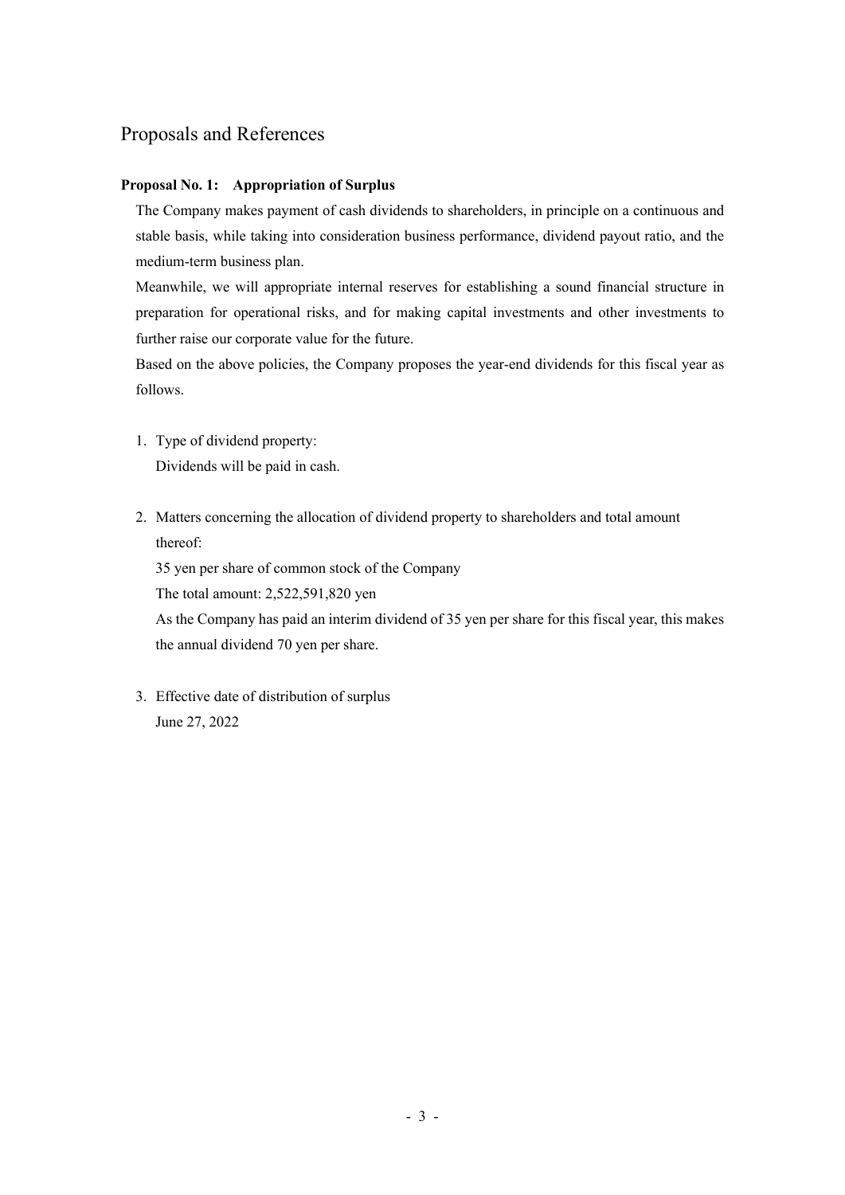# Proposals and References

**Proposal No. 1: Appropriation of Surplus**

The Company makes payment of cash dividends to shareholders, in principle on a continuous and stable basis, while taking into consideration business performance, dividend payout ratio, and the medium-term business plan.

Meanwhile, we will appropriate internal reserves for establishing a sound financial structure in preparation for operational risks, and for making capital investments and other investments to further raise our corporate value for the future.

Based on the above policies, the Company proposes the year-end dividends for this fiscal year as follows.

1. Type of dividend property:
   Dividends will be paid in cash.

2. Matters concerning the allocation of dividend property to shareholders and total amount thereof:
   35 yen per share of common stock of the Company
   The total amount: 2,522,591,820 yen
   As the Company has paid an interim dividend of 35 yen per share for this fiscal year, this makes the annual dividend 70 yen per share.

3. Effective date of distribution of surplus
   June 27, 2022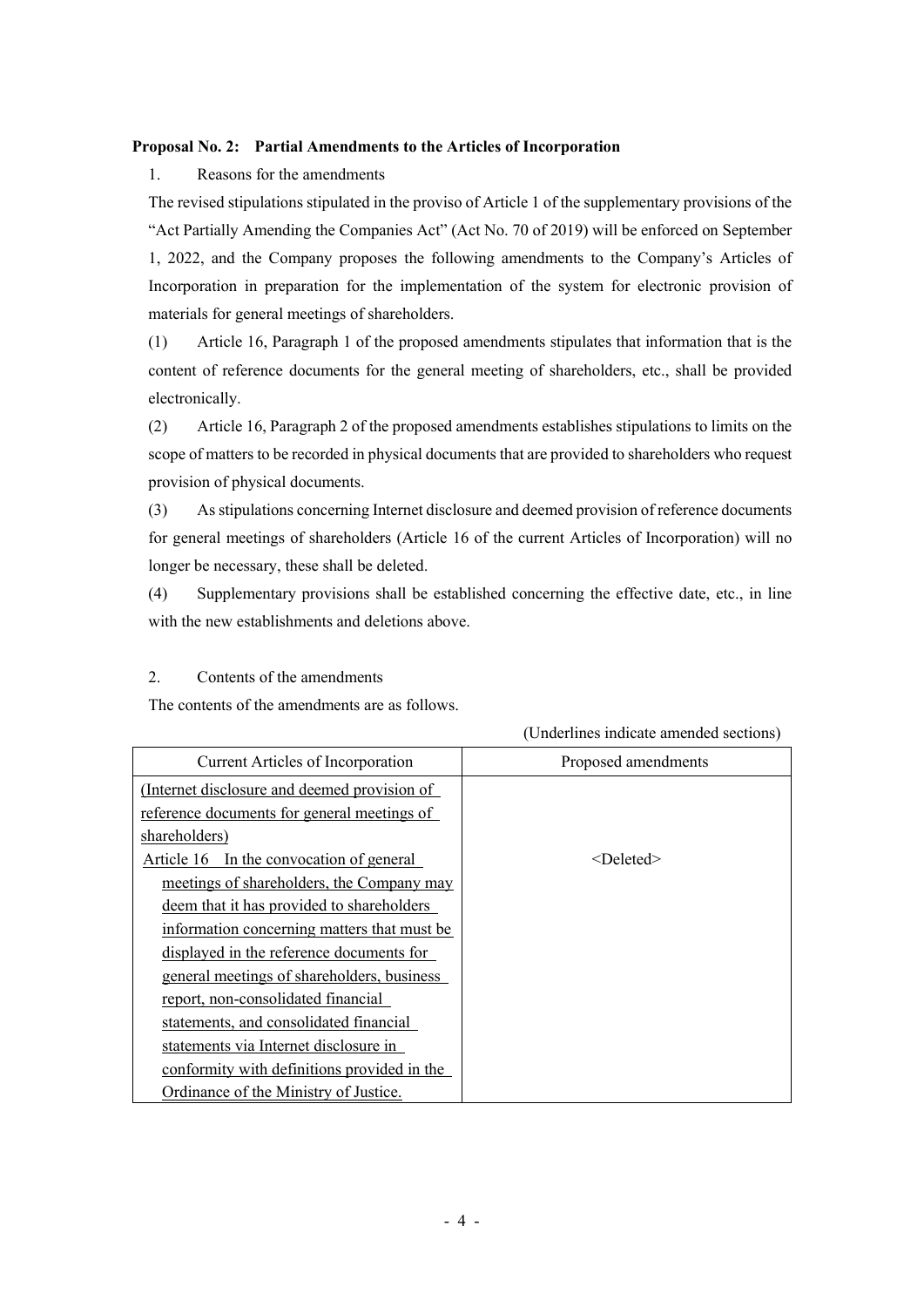**Proposal No. 2: Partial Amendments to the Articles of Incorporation**

1. Reasons for the amendments

The revised stipulations stipulated in the proviso of Article 1 of the supplementary provisions of the "Act Partially Amending the Companies Act" (Act No. 70 of 2019) will be enforced on September 1, 2022, and the Company proposes the following amendments to the Company's Articles of Incorporation in preparation for the implementation of the system for electronic provision of materials for general meetings of shareholders.

(1) Article 16, Paragraph 1 of the proposed amendments stipulates that information that is the content of reference documents for the general meeting of shareholders, etc., shall be provided electronically.

(2) Article 16, Paragraph 2 of the proposed amendments establishes stipulations to limits on the scope of matters to be recorded in physical documents that are provided to shareholders who request provision of physical documents.

(3) As stipulations concerning Internet disclosure and deemed provision of reference documents for general meetings of shareholders (Article 16 of the current Articles of Incorporation) will no longer be necessary, these shall be deleted.

(4) Supplementary provisions shall be established concerning the effective date, etc., in line with the new establishments and deletions above.

2. Contents of the amendments

The contents of the amendments are as follows.

(Underlines indicate amended sections)

| Current Articles of Incorporation | Proposed amendments |
| --- | --- |
| <u>(Internet disclosure and deemed provision of reference documents for general meetings of shareholders)</u><br><u>Article 16 In the convocation of general meetings of shareholders, the Company may deem that it has provided to shareholders information concerning matters that must be displayed in the reference documents for general meetings of shareholders, business report, non-consolidated financial statements, and consolidated financial statements via Internet disclosure in conformity with definitions provided in the Ordinance of the Ministry of Justice.</u> | <Deleted> |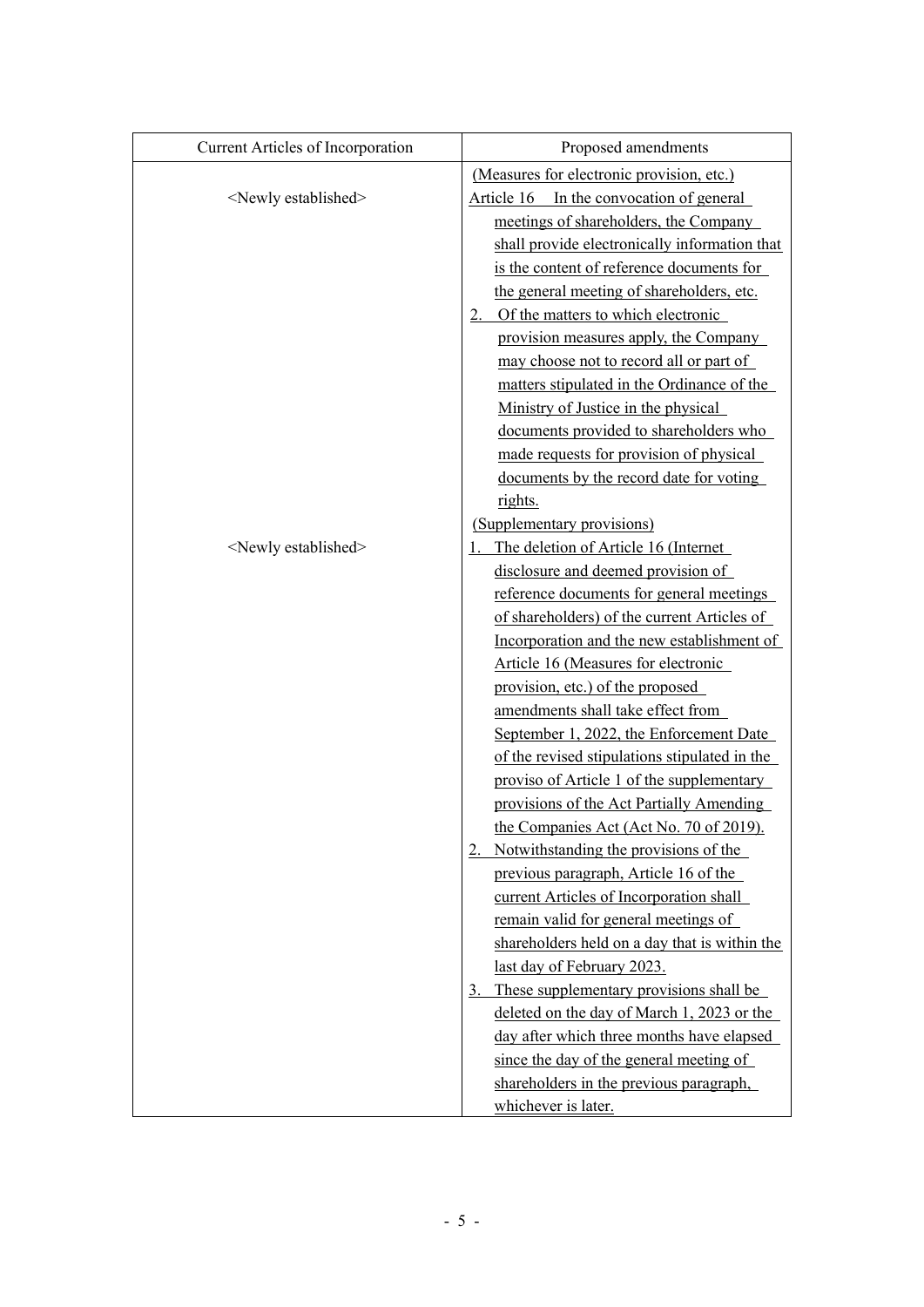| Current Articles of Incorporation | Proposed amendments |
|---|---|
| <Newly established> | (Measures for electronic provision, etc.)<br>Article 16 In the convocation of general meetings of shareholders, the Company shall provide electronically information that is the content of reference documents for the general meeting of shareholders, etc.<br>2. Of the matters to which electronic provision measures apply, the Company may choose not to record all or part of matters stipulated in the Ordinance of the Ministry of Justice in the physical documents provided to shareholders who made requests for provision of physical documents by the record date for voting rights. |
| <Newly established> | (Supplementary provisions)<br>1. The deletion of Article 16 (Internet disclosure and deemed provision of reference documents for general meetings of shareholders) of the current Articles of Incorporation and the new establishment of Article 16 (Measures for electronic provision, etc.) of the proposed amendments shall take effect from September 1, 2022, the Enforcement Date of the revised stipulations stipulated in the proviso of Article 1 of the supplementary provisions of the Act Partially Amending the Companies Act (Act No. 70 of 2019).<br>2. Notwithstanding the provisions of the previous paragraph, Article 16 of the current Articles of Incorporation shall remain valid for general meetings of shareholders held on a day that is within the last day of February 2023.<br>3. These supplementary provisions shall be deleted on the day of March 1, 2023 or the day after which three months have elapsed since the day of the general meeting of shareholders in the previous paragraph, whichever is later. |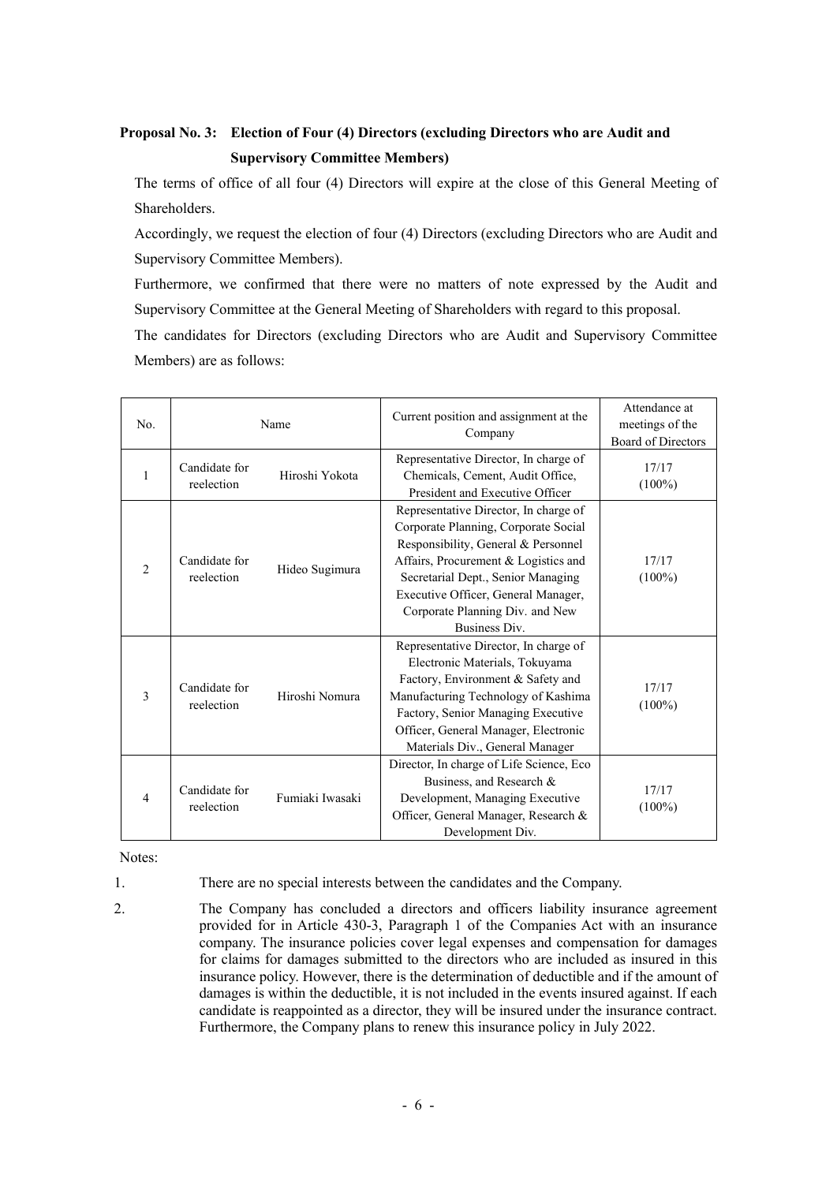**Proposal No. 3: Election of Four (4) Directors (excluding Directors who are Audit and Supervisory Committee Members)**

The terms of office of all four (4) Directors will expire at the close of this General Meeting of Shareholders.

Accordingly, we request the election of four (4) Directors (excluding Directors who are Audit and Supervisory Committee Members).

Furthermore, we confirmed that there were no matters of note expressed by the Audit and Supervisory Committee at the General Meeting of Shareholders with regard to this proposal.

The candidates for Directors (excluding Directors who are Audit and Supervisory Committee Members) are as follows:

| No. | Name | | Current position and assignment at the Company | Attendance at meetings of the Board of Directors |
|---|---|---|---|---|
| 1 | Candidate for reelection | Hiroshi Yokota | Representative Director, In charge of Chemicals, Cement, Audit Office, President and Executive Officer | 17/17 (100%) |
| 2 | Candidate for reelection | Hideo Sugimura | Representative Director, In charge of Corporate Planning, Corporate Social Responsibility, General & Personnel Affairs, Procurement & Logistics and Secretarial Dept., Senior Managing Executive Officer, General Manager, Corporate Planning Div. and New Business Div. | 17/17 (100%) |
| 3 | Candidate for reelection | Hiroshi Nomura | Representative Director, In charge of Electronic Materials, Tokuyama Factory, Environment & Safety and Manufacturing Technology of Kashima Factory, Senior Managing Executive Officer, General Manager, Electronic Materials Div., General Manager | 17/17 (100%) |
| 4 | Candidate for reelection | Fumiaki Iwasaki | Director, In charge of Life Science, Eco Business, and Research & Development, Managing Executive Officer, General Manager, Research & Development Div. | 17/17 (100%) |

Notes:

1. There are no special interests between the candidates and the Company.
2. The Company has concluded a directors and officers liability insurance agreement provided for in Article 430-3, Paragraph 1 of the Companies Act with an insurance company. The insurance policies cover legal expenses and compensation for damages for claims for damages submitted to the directors who are included as insured in this insurance policy. However, there is the determination of deductible and if the amount of damages is within the deductible, it is not included in the events insured against. If each candidate is reappointed as a director, they will be insured under the insurance contract. Furthermore, the Company plans to renew this insurance policy in July 2022.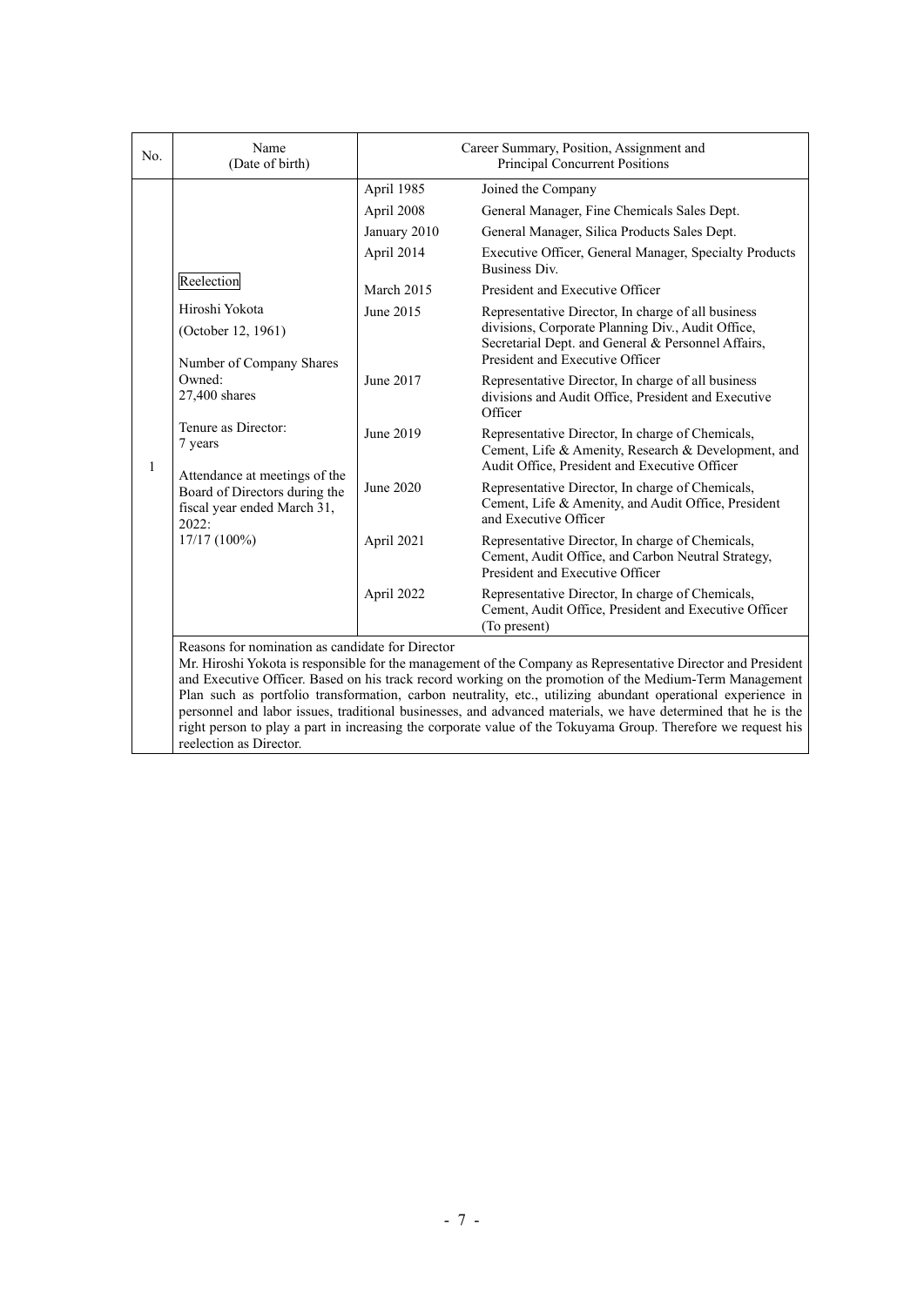| No. | Name (Date of birth) | Career Summary, Position, Assignment and Principal Concurrent Positions | |
|---|---|---|---|
| 1 | Reelection<br><br>Hiroshi Yokota<br>(October 12, 1961)<br><br>Number of Company Shares Owned:<br>27,400 shares<br><br>Tenure as Director:<br>7 years<br><br>Attendance at meetings of the Board of Directors during the fiscal year ended March 31, 2022:<br>17/17 (100%) | April 1985 | Joined the Company |
| | | April 2008 | General Manager, Fine Chemicals Sales Dept. |
| | | January 2010 | General Manager, Silica Products Sales Dept. |
| | | April 2014 | Executive Officer, General Manager, Specialty Products Business Div. |
| | | March 2015 | President and Executive Officer |
| | | June 2015 | Representative Director, In charge of all business divisions, Corporate Planning Div., Audit Office, Secretarial Dept. and General & Personnel Affairs, President and Executive Officer |
| | | June 2017 | Representative Director, In charge of all business divisions and Audit Office, President and Executive Officer |
| | | June 2019 | Representative Director, In charge of Chemicals, Cement, Life & Amenity, Research & Development, and Audit Office, President and Executive Officer |
| | | June 2020 | Representative Director, In charge of Chemicals, Cement, Life & Amenity, and Audit Office, President and Executive Officer |
| | | April 2021 | Representative Director, In charge of Chemicals, Cement, Audit Office, and Carbon Neutral Strategy, President and Executive Officer |
| | | April 2022 | Representative Director, In charge of Chemicals, Cement, Audit Office, President and Executive Officer (To present) |
| | Reasons for nomination as candidate for Director<br>Mr. Hiroshi Yokota is responsible for the management of the Company as Representative Director and President and Executive Officer. Based on his track record working on the promotion of the Medium-Term Management Plan such as portfolio transformation, carbon neutrality, etc., utilizing abundant operational experience in personnel and labor issues, traditional businesses, and advanced materials, we have determined that he is the right person to play a part in increasing the corporate value of the Tokuyama Group. Therefore we request his reelection as Director. | | |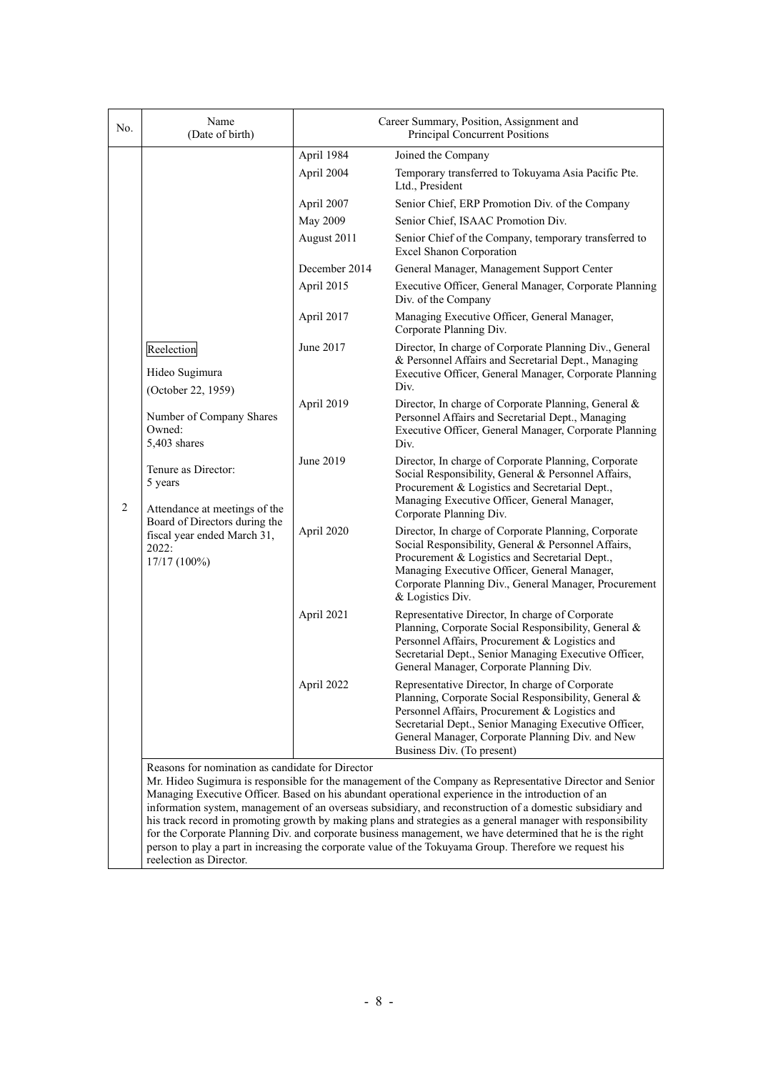| No. | Name (Date of birth) | Career Summary, Position, Assignment and Principal Concurrent Positions | |
|---|---|---|---|
| 2 | Reelection<br><br>Hideo Sugimura<br>(October 22, 1959)<br><br>Number of Company Shares Owned:<br>5,403 shares<br><br>Tenure as Director:<br>5 years<br><br>Attendance at meetings of the Board of Directors during the fiscal year ended March 31, 2022:<br>17/17 (100%) | April 1984 | Joined the Company |
| | | April 2004 | Temporary transferred to Tokuyama Asia Pacific Pte. Ltd., President |
| | | April 2007 | Senior Chief, ERP Promotion Div. of the Company |
| | | May 2009 | Senior Chief, ISAAC Promotion Div. |
| | | August 2011 | Senior Chief of the Company, temporary transferred to Excel Shanon Corporation |
| | | December 2014 | General Manager, Management Support Center |
| | | April 2015 | Executive Officer, General Manager, Corporate Planning Div. of the Company |
| | | April 2017 | Managing Executive Officer, General Manager, Corporate Planning Div. |
| | | June 2017 | Director, In charge of Corporate Planning Div., General & Personnel Affairs and Secretarial Dept., Managing Executive Officer, General Manager, Corporate Planning Div. |
| | | April 2019 | Director, In charge of Corporate Planning, General & Personnel Affairs and Secretarial Dept., Managing Executive Officer, General Manager, Corporate Planning Div. |
| | | June 2019 | Director, In charge of Corporate Planning, Corporate Social Responsibility, General & Personnel Affairs, Procurement & Logistics and Secretarial Dept., Managing Executive Officer, General Manager, Corporate Planning Div. |
| | | April 2020 | Director, In charge of Corporate Planning, Corporate Social Responsibility, General & Personnel Affairs, Procurement & Logistics and Secretarial Dept., Managing Executive Officer, General Manager, Corporate Planning Div., General Manager, Procurement & Logistics Div. |
| | | April 2021 | Representative Director, In charge of Corporate Planning, Corporate Social Responsibility, General & Personnel Affairs, Procurement & Logistics and Secretarial Dept., Senior Managing Executive Officer, General Manager, Corporate Planning Div. |
| | | April 2022 | Representative Director, In charge of Corporate Planning, Corporate Social Responsibility, General & Personnel Affairs, Procurement & Logistics and Secretarial Dept., Senior Managing Executive Officer, General Manager, Corporate Planning Div. and New Business Div. (To present) |
| | Reasons for nomination as candidate for Director<br>Mr. Hideo Sugimura is responsible for the management of the Company as Representative Director and Senior Managing Executive Officer. Based on his abundant operational experience in the introduction of an information system, management of an overseas subsidiary, and reconstruction of a domestic subsidiary and his track record in promoting growth by making plans and strategies as a general manager with responsibility for the Corporate Planning Div. and corporate business management, we have determined that he is the right person to play a part in increasing the corporate value of the Tokuyama Group. Therefore we request his reelection as Director. | | |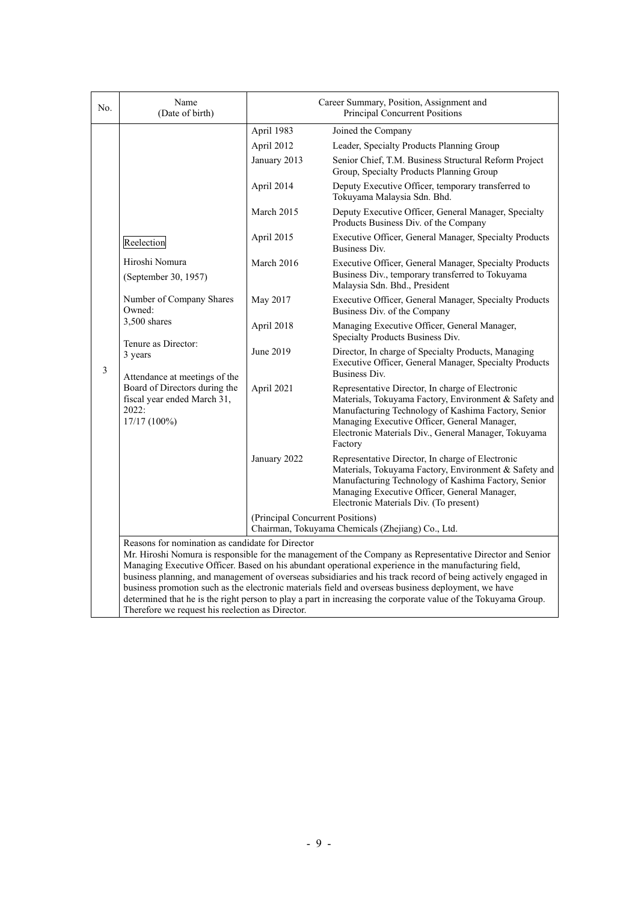| No. | Name (Date of birth) | Career Summary, Position, Assignment and Principal Concurrent Positions | |
|---|---|---|---|
| 3 | Reelection<br><br>Hiroshi Nomura<br>(September 30, 1957)<br><br>Number of Company Shares Owned:<br>3,500 shares<br><br>Tenure as Director:<br>3 years<br><br>Attendance at meetings of the Board of Directors during the fiscal year ended March 31, 2022:<br>17/17 (100%) | April 1983 | Joined the Company |
| | | April 2012 | Leader, Specialty Products Planning Group |
| | | January 2013 | Senior Chief, T.M. Business Structural Reform Project Group, Specialty Products Planning Group |
| | | April 2014 | Deputy Executive Officer, temporary transferred to Tokuyama Malaysia Sdn. Bhd. |
| | | March 2015 | Deputy Executive Officer, General Manager, Specialty Products Business Div. of the Company |
| | | April 2015 | Executive Officer, General Manager, Specialty Products Business Div. |
| | | March 2016 | Executive Officer, General Manager, Specialty Products Business Div., temporary transferred to Tokuyama Malaysia Sdn. Bhd., President |
| | | May 2017 | Executive Officer, General Manager, Specialty Products Business Div. of the Company |
| | | April 2018 | Managing Executive Officer, General Manager, Specialty Products Business Div. |
| | | June 2019 | Director, In charge of Specialty Products, Managing Executive Officer, General Manager, Specialty Products Business Div. |
| | | April 2021 | Representative Director, In charge of Electronic Materials, Tokuyama Factory, Environment & Safety and Manufacturing Technology of Kashima Factory, Senior Managing Executive Officer, General Manager, Electronic Materials Div., General Manager, Tokuyama Factory |
| | | January 2022 | Representative Director, In charge of Electronic Materials, Tokuyama Factory, Environment & Safety and Manufacturing Technology of Kashima Factory, Senior Managing Executive Officer, General Manager, Electronic Materials Div. (To present) |
| | | (Principal Concurrent Positions)<br>Chairman, Tokuyama Chemicals (Zhejiang) Co., Ltd. | |
| | Reasons for nomination as candidate for Director<br>Mr. Hiroshi Nomura is responsible for the management of the Company as Representative Director and Senior Managing Executive Officer. Based on his abundant operational experience in the manufacturing field, business planning, and management of overseas subsidiaries and his track record of being actively engaged in business promotion such as the electronic materials field and overseas business deployment, we have determined that he is the right person to play a part in increasing the corporate value of the Tokuyama Group. Therefore we request his reelection as Director. | | |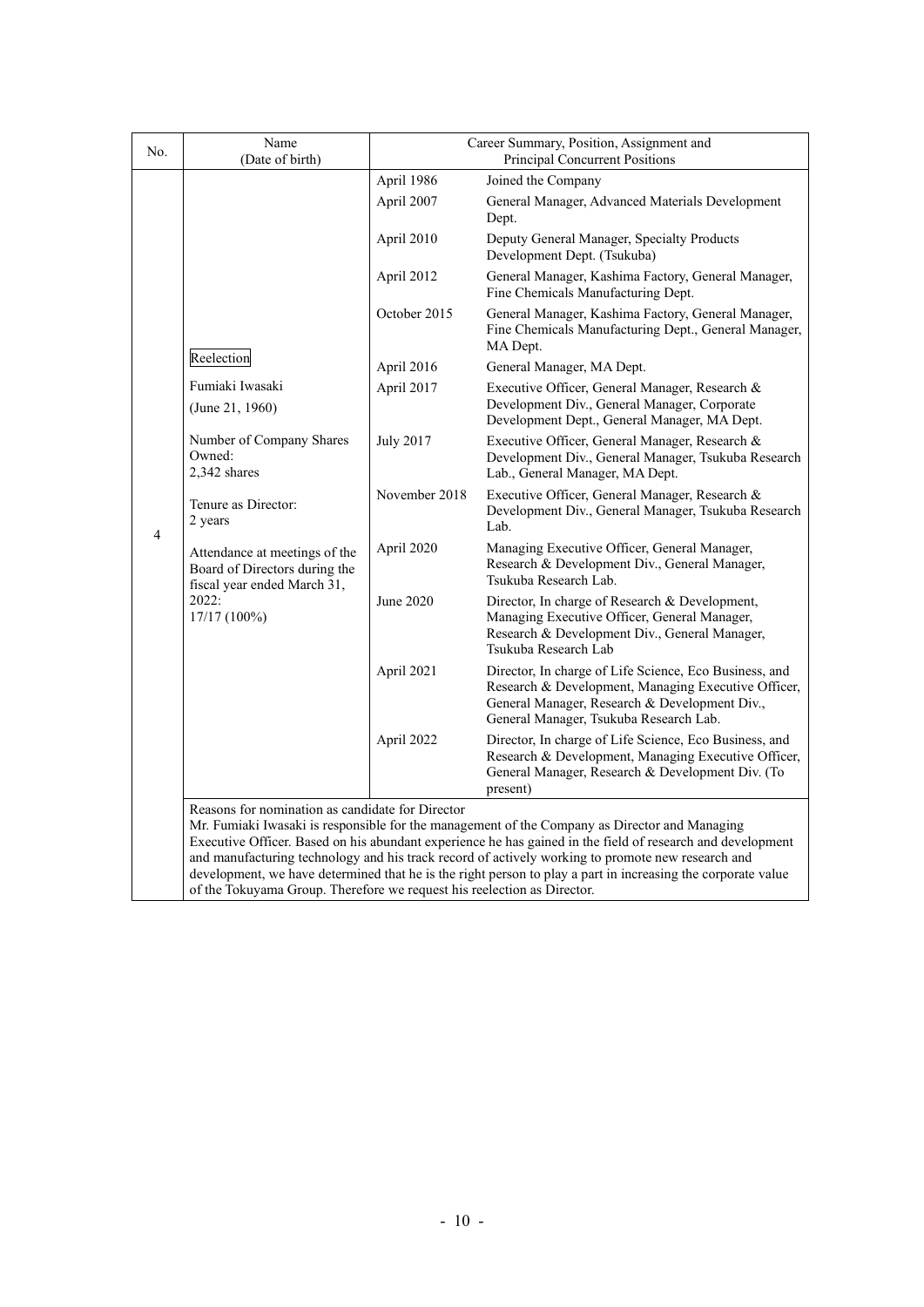| No. | Name<br>(Date of birth) | Career Summary, Position, Assignment and Principal Concurrent Positions | |
|---|---|---|---|
| 4 | Reelection<br><br>Fumiaki Iwasaki<br>(June 21, 1960)<br><br>Number of Company Shares Owned:<br>2,342 shares<br><br>Tenure as Director:<br>2 years<br><br>Attendance at meetings of the Board of Directors during the fiscal year ended March 31, 2022:<br>17/17 (100%) | April 1986 | Joined the Company |
| | | April 2007 | General Manager, Advanced Materials Development Dept. |
| | | April 2010 | Deputy General Manager, Specialty Products Development Dept. (Tsukuba) |
| | | April 2012 | General Manager, Kashima Factory, General Manager, Fine Chemicals Manufacturing Dept. |
| | | October 2015 | General Manager, Kashima Factory, General Manager, Fine Chemicals Manufacturing Dept., General Manager, MA Dept. |
| | | April 2016 | General Manager, MA Dept. |
| | | April 2017 | Executive Officer, General Manager, Research & Development Div., General Manager, Corporate Development Dept., General Manager, MA Dept. |
| | | July 2017 | Executive Officer, General Manager, Research & Development Div., General Manager, Tsukuba Research Lab., General Manager, MA Dept. |
| | | November 2018 | Executive Officer, General Manager, Research & Development Div., General Manager, Tsukuba Research Lab. |
| | | April 2020 | Managing Executive Officer, General Manager, Research & Development Div., General Manager, Tsukuba Research Lab. |
| | | June 2020 | Director, In charge of Research & Development, Managing Executive Officer, General Manager, Research & Development Div., General Manager, Tsukuba Research Lab |
| | | April 2021 | Director, In charge of Life Science, Eco Business, and Research & Development, Managing Executive Officer, General Manager, Research & Development Div., General Manager, Tsukuba Research Lab. |
| | | April 2022 | Director, In charge of Life Science, Eco Business, and Research & Development, Managing Executive Officer, General Manager, Research & Development Div. (To present) |
| | Reasons for nomination as candidate for Director<br>Mr. Fumiaki Iwasaki is responsible for the management of the Company as Director and Managing Executive Officer. Based on his abundant experience he has gained in the field of research and development and manufacturing technology and his track record of actively working to promote new research and development, we have determined that he is the right person to play a part in increasing the corporate value of the Tokuyama Group. Therefore we request his reelection as Director. | | |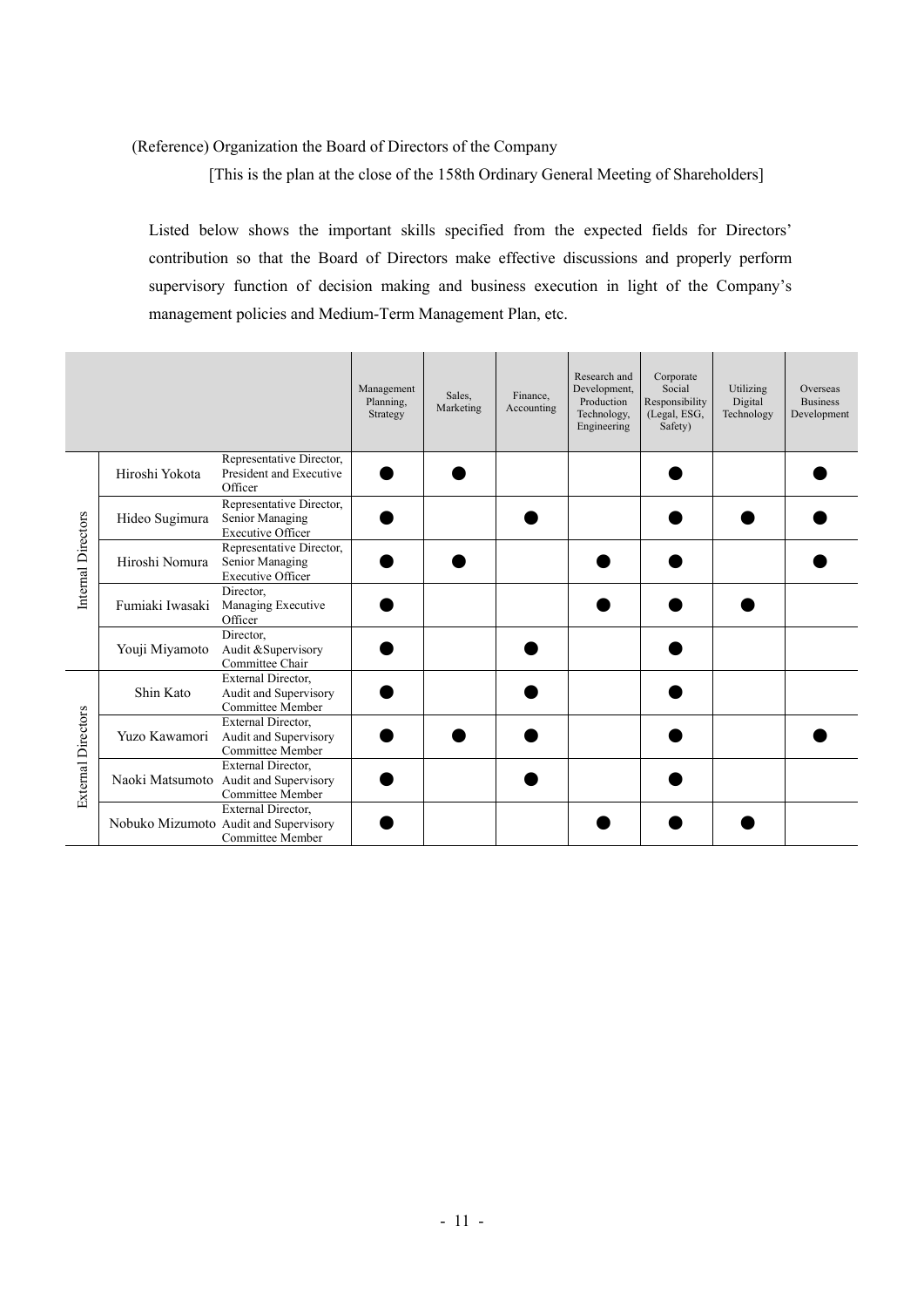(Reference) Organization the Board of Directors of the Company

[This is the plan at the close of the 158th Ordinary General Meeting of Shareholders]

Listed below shows the important skills specified from the expected fields for Directors' contribution so that the Board of Directors make effective discussions and properly perform supervisory function of decision making and business execution in light of the Company's management policies and Medium-Term Management Plan, etc.

| | | | Management Planning, Strategy | Sales, Marketing | Finance, Accounting | Research and Development, Production Technology, Engineering | Corporate Social Responsibility (Legal, ESG, Safety) | Utilizing Digital Technology | Overseas Business Development |
|---|---|---|---|---|---|---|---|---|---|
| Internal Directors | Hiroshi Yokota | Representative Director, President and Executive Officer | ● | ● | | | ● | | ● |
| | Hideo Sugimura | Representative Director, Senior Managing Executive Officer | ● | | ● | | ● | ● | ● |
| | Hiroshi Nomura | Representative Director, Senior Managing Executive Officer | ● | ● | | ● | ● | | ● |
| | Fumiaki Iwasaki | Director, Managing Executive Officer | ● | | | ● | ● | ● | |
| | Youji Miyamoto | Director, Audit &Supervisory Committee Chair | ● | | ● | | ● | | |
| External Directors | Shin Kato | External Director, Audit and Supervisory Committee Member | ● | | ● | | ● | | |
| | Yuzo Kawamori | External Director, Audit and Supervisory Committee Member | ● | ● | ● | | ● | | ● |
| | Naoki Matsumoto | External Director, Audit and Supervisory Committee Member | ● | | ● | | ● | | |
| | Nobuko Mizumoto | External Director, Audit and Supervisory Committee Member | ● | | | ● | ● | ● | |